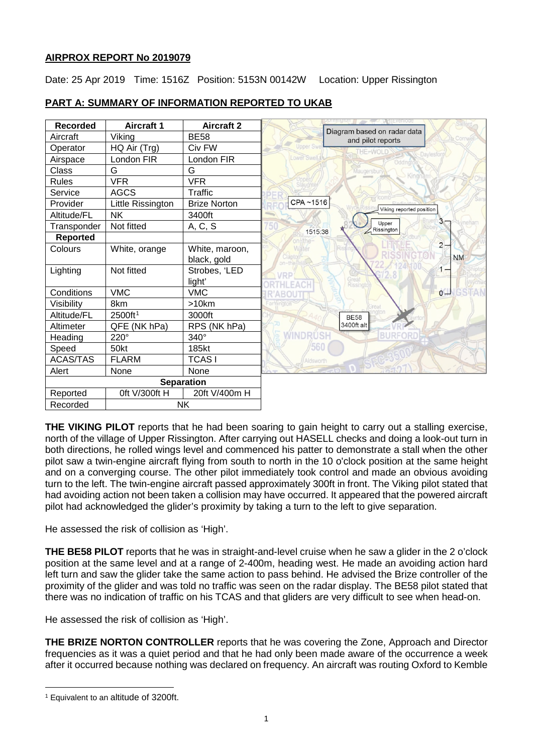## AIRPROX REPORT No 2019079

Date: 25 Apr 2019 Time: 1516Z Position: 5153N 00142W Location: Upper Rissington

## PART A: SUMMARY OF INFORMATION REPORTED TO UKAB

| Recorded | Aircraft 1 | Aircraft 2 |
|---|---|---|
| Aircraft | Viking | BE58 |
| Operator | HQ Air (Trg) | Civ FW |
| Airspace | London FIR | London FIR |
| Class | G | G |
| Rules | VFR | VFR |
| Service | AGCS | Traffic |
| Provider | Little Rissington | Brize Norton |
| Altitude/FL | NK | 3400ft |
| Transponder | Not fitted | A, C, S |
| **Reported** | | |
| Colours | White, orange | White, maroon, black, gold |
| Lighting | Not fitted | Strobes, 'LED light' |
| Conditions | VMC | VMC |
| Visibility | 8km | >10km |
| Altitude/FL | 2500ft[1] | 3000ft |
| Altimeter | QFE (NK hPa) | RPS (NK hPa) |
| Heading | 220° | 340° |
| Speed | 50kt | 185kt |
| ACAS/TAS | FLARM | TCAS I |
| Alert | None | None |
| **Separation** | | |
| Reported | 0ft V/300ft H | 20ft V/400m H |
| Recorded | NK | |

Diagram based on radar data and pilot reports

**THE VIKING PILOT** reports that he had been soaring to gain height to carry out a stalling exercise, north of the village of Upper Rissington. After carrying out HASELL checks and doing a look-out turn in both directions, he rolled wings level and commenced his patter to demonstrate a stall when the other pilot saw a twin-engine aircraft flying from south to north in the 10 o'clock position at the same height and on a converging course. The other pilot immediately took control and made an obvious avoiding turn to the left. The twin-engine aircraft passed approximately 300ft in front. The Viking pilot stated that had avoiding action not been taken a collision may have occurred. It appeared that the powered aircraft pilot had acknowledged the glider's proximity by taking a turn to the left to give separation.

He assessed the risk of collision as 'High'.

**THE BE58 PILOT** reports that he was in straight-and-level cruise when he saw a glider in the 2 o'clock position at the same level and at a range of 2-400m, heading west. He made an avoiding action hard left turn and saw the glider take the same action to pass behind. He advised the Brize controller of the proximity of the glider and was told no traffic was seen on the radar display. The BE58 pilot stated that there was no indication of traffic on his TCAS and that gliders are very difficult to see when head-on.

He assessed the risk of collision as 'High'.

**THE BRIZE NORTON CONTROLLER** reports that he was covering the Zone, Approach and Director frequencies as it was a quiet period and that he had only been made aware of the occurrence a week after it occurred because nothing was declared on frequency. An aircraft was routing Oxford to Kemble

[1] Equivalent to an altitude of 3200ft.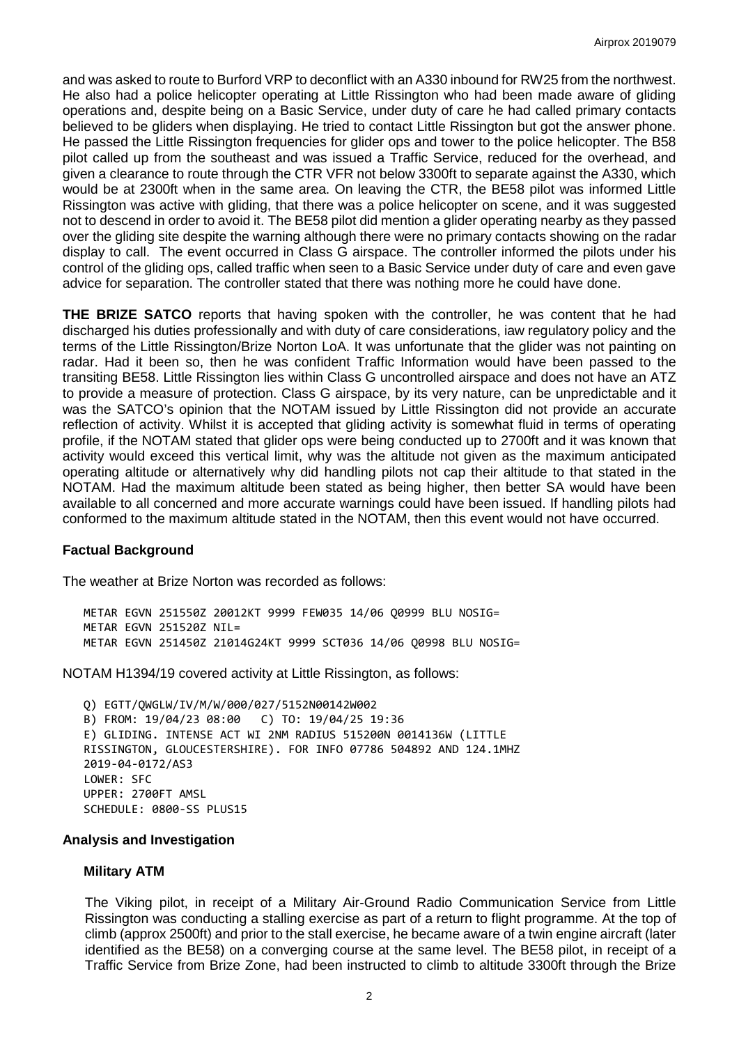and was asked to route to Burford VRP to deconflict with an A330 inbound for RW25 from the northwest. He also had a police helicopter operating at Little Rissington who had been made aware of gliding operations and, despite being on a Basic Service, under duty of care he had called primary contacts believed to be gliders when displaying. He tried to contact Little Rissington but got the answer phone. He passed the Little Rissington frequencies for glider ops and tower to the police helicopter. The B58 pilot called up from the southeast and was issued a Traffic Service, reduced for the overhead, and given a clearance to route through the CTR VFR not below 3300ft to separate against the A330, which would be at 2300ft when in the same area. On leaving the CTR, the BE58 pilot was informed Little Rissington was active with gliding, that there was a police helicopter on scene, and it was suggested not to descend in order to avoid it. The BE58 pilot did mention a glider operating nearby as they passed over the gliding site despite the warning although there were no primary contacts showing on the radar display to call. The event occurred in Class G airspace. The controller informed the pilots under his control of the gliding ops, called traffic when seen to a Basic Service under duty of care and even gave advice for separation. The controller stated that there was nothing more he could have done.

**THE BRIZE SATCO** reports that having spoken with the controller, he was content that he had discharged his duties professionally and with duty of care considerations, iaw regulatory policy and the terms of the Little Rissington/Brize Norton LoA. It was unfortunate that the glider was not painting on radar. Had it been so, then he was confident Traffic Information would have been passed to the transiting BE58. Little Rissington lies within Class G uncontrolled airspace and does not have an ATZ to provide a measure of protection. Class G airspace, by its very nature, can be unpredictable and it was the SATCO's opinion that the NOTAM issued by Little Rissington did not provide an accurate reflection of activity. Whilst it is accepted that gliding activity is somewhat fluid in terms of operating profile, if the NOTAM stated that glider ops were being conducted up to 2700ft and it was known that activity would exceed this vertical limit, why was the altitude not given as the maximum anticipated operating altitude or alternatively why did handling pilots not cap their altitude to that stated in the NOTAM. Had the maximum altitude been stated as being higher, then better SA would have been available to all concerned and more accurate warnings could have been issued. If handling pilots had conformed to the maximum altitude stated in the NOTAM, then this event would not have occurred.

## Factual Background

The weather at Brize Norton was recorded as follows:

```
METAR EGVN 251550Z 20012KT 9999 FEW035 14/06 Q0999 BLU NOSIG=
METAR EGVN 251520Z NIL=
METAR EGVN 251450Z 21014G24KT 9999 SCT036 14/06 Q0998 BLU NOSIG=
```

NOTAM H1394/19 covered activity at Little Rissington, as follows:

```
Q) EGTT/QWGLW/IV/M/W/000/027/5152N00142W002
B) FROM: 19/04/23 08:00   C) TO: 19/04/25 19:36
E) GLIDING. INTENSE ACT WI 2NM RADIUS 515200N 0014136W (LITTLE
RISSINGTON, GLOUCESTERSHIRE). FOR INFO 07786 504892 AND 124.1MHZ
2019-04-0172/AS3
LOWER: SFC
UPPER: 2700FT AMSL
SCHEDULE: 0800-SS PLUS15
```

## Analysis and Investigation

### Military ATM

The Viking pilot, in receipt of a Military Air-Ground Radio Communication Service from Little Rissington was conducting a stalling exercise as part of a return to flight programme. At the top of climb (approx 2500ft) and prior to the stall exercise, he became aware of a twin engine aircraft (later identified as the BE58) on a converging course at the same level. The BE58 pilot, in receipt of a Traffic Service from Brize Zone, had been instructed to climb to altitude 3300ft through the Brize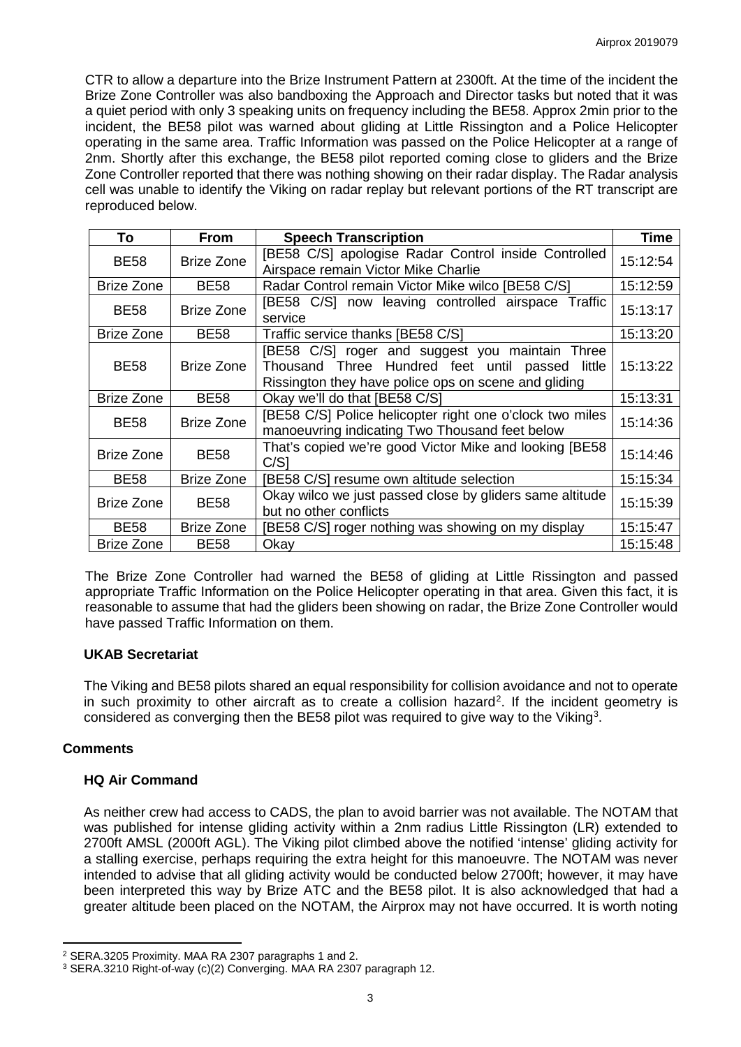CTR to allow a departure into the Brize Instrument Pattern at 2300ft. At the time of the incident the Brize Zone Controller was also bandboxing the Approach and Director tasks but noted that it was a quiet period with only 3 speaking units on frequency including the BE58. Approx 2min prior to the incident, the BE58 pilot was warned about gliding at Little Rissington and a Police Helicopter operating in the same area. Traffic Information was passed on the Police Helicopter at a range of 2nm. Shortly after this exchange, the BE58 pilot reported coming close to gliders and the Brize Zone Controller reported that there was nothing showing on their radar display. The Radar analysis cell was unable to identify the Viking on radar replay but relevant portions of the RT transcript are reproduced below.

| To | From | Speech Transcription | Time |
|---|---|---|---|
| BE58 | Brize Zone | [BE58 C/S] apologise Radar Control inside Controlled Airspace remain Victor Mike Charlie | 15:12:54 |
| Brize Zone | BE58 | Radar Control remain Victor Mike wilco [BE58 C/S] | 15:12:59 |
| BE58 | Brize Zone | [BE58 C/S] now leaving controlled airspace Traffic service | 15:13:17 |
| Brize Zone | BE58 | Traffic service thanks [BE58 C/S] | 15:13:20 |
| BE58 | Brize Zone | [BE58 C/S] roger and suggest you maintain Three Thousand Three Hundred feet until passed little Rissington they have police ops on scene and gliding | 15:13:22 |
| Brize Zone | BE58 | Okay we'll do that [BE58 C/S] | 15:13:31 |
| BE58 | Brize Zone | [BE58 C/S] Police helicopter right one o'clock two miles manoeuvring indicating Two Thousand feet below | 15:14:36 |
| Brize Zone | BE58 | That's copied we're good Victor Mike and looking [BE58 C/S] | 15:14:46 |
| BE58 | Brize Zone | [BE58 C/S] resume own altitude selection | 15:15:34 |
| Brize Zone | BE58 | Okay wilco we just passed close by gliders same altitude but no other conflicts | 15:15:39 |
| BE58 | Brize Zone | [BE58 C/S] roger nothing was showing on my display | 15:15:47 |
| Brize Zone | BE58 | Okay | 15:15:48 |

The Brize Zone Controller had warned the BE58 of gliding at Little Rissington and passed appropriate Traffic Information on the Police Helicopter operating in that area. Given this fact, it is reasonable to assume that had the gliders been showing on radar, the Brize Zone Controller would have passed Traffic Information on them.

### UKAB Secretariat

The Viking and BE58 pilots shared an equal responsibility for collision avoidance and not to operate in such proximity to other aircraft as to create a collision hazard[2]. If the incident geometry is considered as converging then the BE58 pilot was required to give way to the Viking[3].

## Comments

### HQ Air Command

As neither crew had access to CADS, the plan to avoid barrier was not available. The NOTAM that was published for intense gliding activity within a 2nm radius Little Rissington (LR) extended to 2700ft AMSL (2000ft AGL). The Viking pilot climbed above the notified 'intense' gliding activity for a stalling exercise, perhaps requiring the extra height for this manoeuvre. The NOTAM was never intended to advise that all gliding activity would be conducted below 2700ft; however, it may have been interpreted this way by Brize ATC and the BE58 pilot. It is also acknowledged that had a greater altitude been placed on the NOTAM, the Airprox may not have occurred. It is worth noting

---

[2] SERA.3205 Proximity. MAA RA 2307 paragraphs 1 and 2.

[3] SERA.3210 Right-of-way (c)(2) Converging. MAA RA 2307 paragraph 12.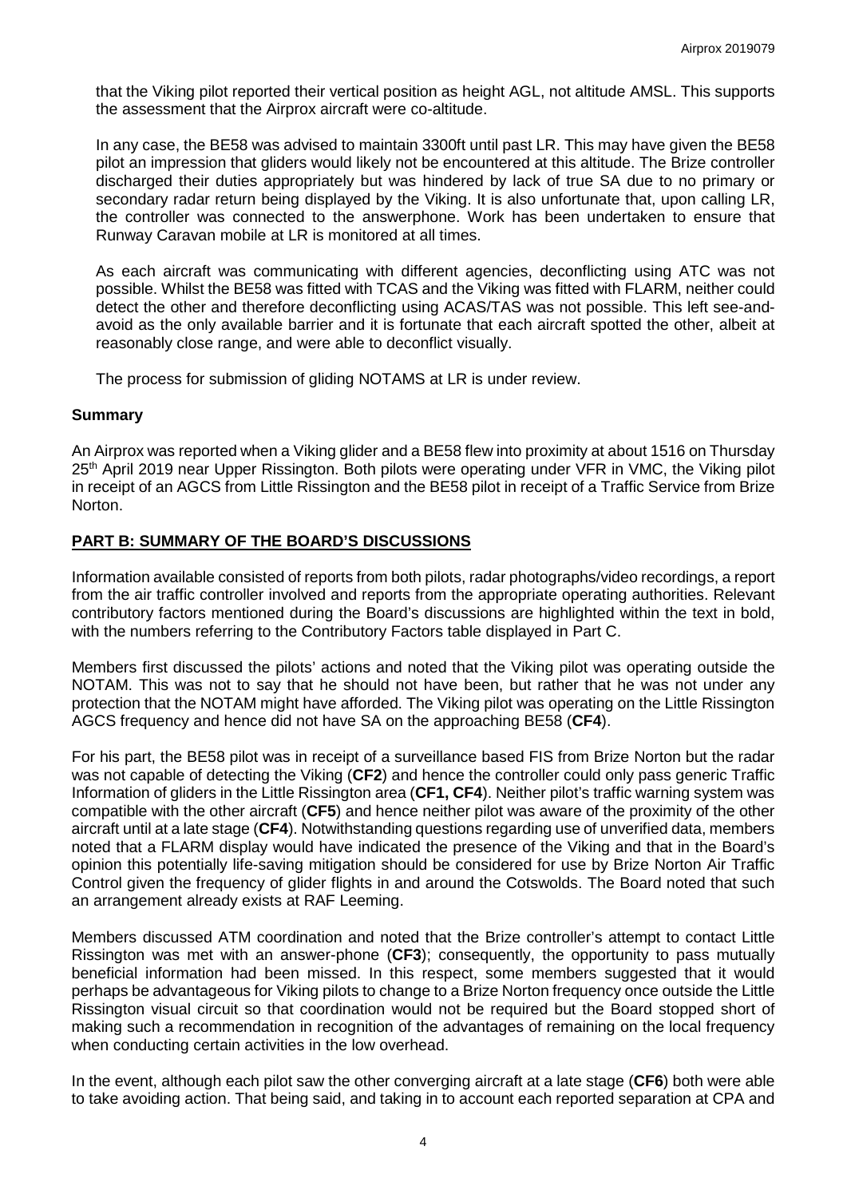that the Viking pilot reported their vertical position as height AGL, not altitude AMSL. This supports the assessment that the Airprox aircraft were co-altitude.

In any case, the BE58 was advised to maintain 3300ft until past LR. This may have given the BE58 pilot an impression that gliders would likely not be encountered at this altitude. The Brize controller discharged their duties appropriately but was hindered by lack of true SA due to no primary or secondary radar return being displayed by the Viking. It is also unfortunate that, upon calling LR, the controller was connected to the answerphone. Work has been undertaken to ensure that Runway Caravan mobile at LR is monitored at all times.

As each aircraft was communicating with different agencies, deconflicting using ATC was not possible. Whilst the BE58 was fitted with TCAS and the Viking was fitted with FLARM, neither could detect the other and therefore deconflicting using ACAS/TAS was not possible. This left see-and-avoid as the only available barrier and it is fortunate that each aircraft spotted the other, albeit at reasonably close range, and were able to deconflict visually.

The process for submission of gliding NOTAMS at LR is under review.

## Summary

An Airprox was reported when a Viking glider and a BE58 flew into proximity at about 1516 on Thursday 25th April 2019 near Upper Rissington. Both pilots were operating under VFR in VMC, the Viking pilot in receipt of an AGCS from Little Rissington and the BE58 pilot in receipt of a Traffic Service from Brize Norton.

## PART B: SUMMARY OF THE BOARD'S DISCUSSIONS

Information available consisted of reports from both pilots, radar photographs/video recordings, a report from the air traffic controller involved and reports from the appropriate operating authorities. Relevant contributory factors mentioned during the Board's discussions are highlighted within the text in bold, with the numbers referring to the Contributory Factors table displayed in Part C.

Members first discussed the pilots' actions and noted that the Viking pilot was operating outside the NOTAM. This was not to say that he should not have been, but rather that he was not under any protection that the NOTAM might have afforded. The Viking pilot was operating on the Little Rissington AGCS frequency and hence did not have SA on the approaching BE58 (**CF4**).

For his part, the BE58 pilot was in receipt of a surveillance based FIS from Brize Norton but the radar was not capable of detecting the Viking (**CF2**) and hence the controller could only pass generic Traffic Information of gliders in the Little Rissington area (**CF1, CF4**). Neither pilot's traffic warning system was compatible with the other aircraft (**CF5**) and hence neither pilot was aware of the proximity of the other aircraft until at a late stage (**CF4**). Notwithstanding questions regarding use of unverified data, members noted that a FLARM display would have indicated the presence of the Viking and that in the Board's opinion this potentially life-saving mitigation should be considered for use by Brize Norton Air Traffic Control given the frequency of glider flights in and around the Cotswolds. The Board noted that such an arrangement already exists at RAF Leeming.

Members discussed ATM coordination and noted that the Brize controller's attempt to contact Little Rissington was met with an answer-phone (**CF3**); consequently, the opportunity to pass mutually beneficial information had been missed. In this respect, some members suggested that it would perhaps be advantageous for Viking pilots to change to a Brize Norton frequency once outside the Little Rissington visual circuit so that coordination would not be required but the Board stopped short of making such a recommendation in recognition of the advantages of remaining on the local frequency when conducting certain activities in the low overhead.

In the event, although each pilot saw the other converging aircraft at a late stage (**CF6**) both were able to take avoiding action. That being said, and taking in to account each reported separation at CPA and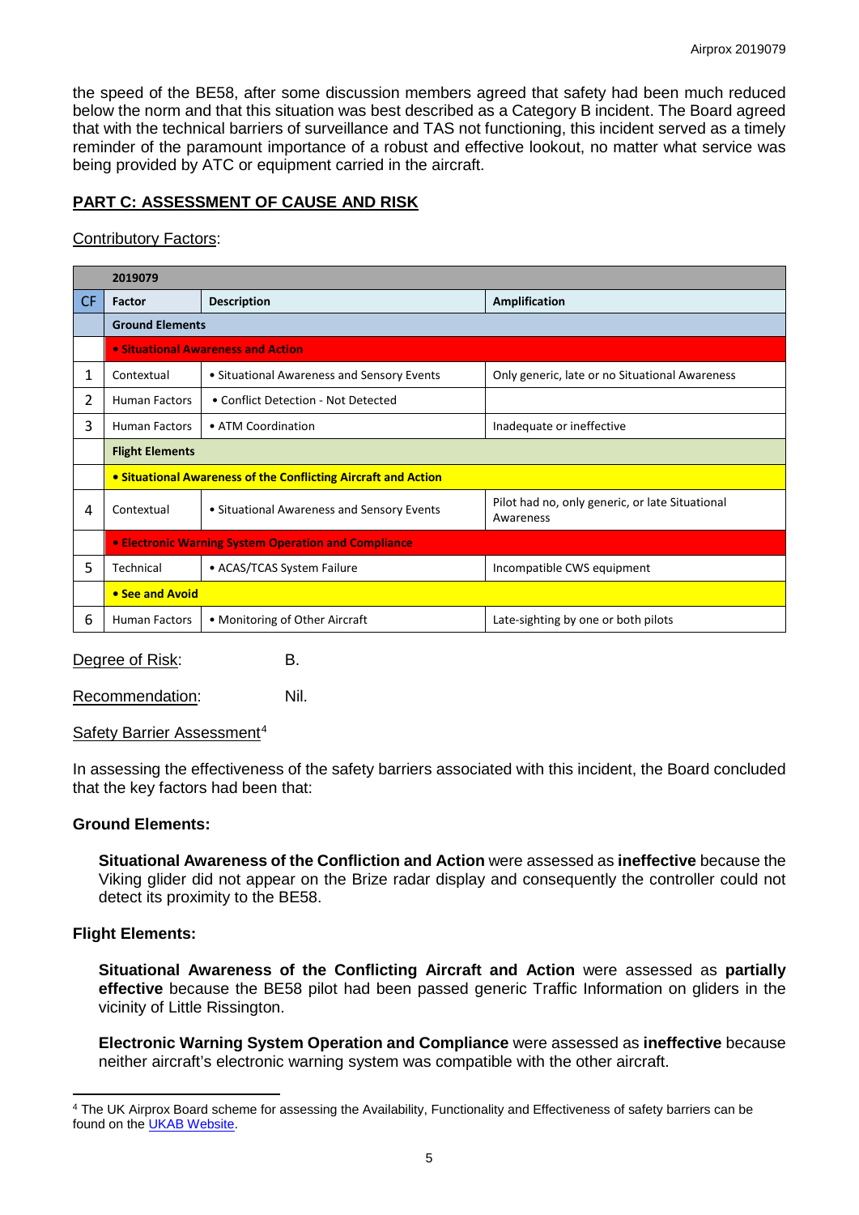the speed of the BE58, after some discussion members agreed that safety had been much reduced below the norm and that this situation was best described as a Category B incident. The Board agreed that with the technical barriers of surveillance and TAS not functioning, this incident served as a timely reminder of the paramount importance of a robust and effective lookout, no matter what service was being provided by ATC or equipment carried in the aircraft.

## PART C: ASSESSMENT OF CAUSE AND RISK

Contributory Factors:

| | 2019079 | | |
|---|---|---|---|
| CF | Factor | Description | Amplification |
| | **Ground Elements** | | |
| | **• Situational Awareness and Action** | | |
| 1 | Contextual | • Situational Awareness and Sensory Events | Only generic, late or no Situational Awareness |
| 2 | Human Factors | • Conflict Detection - Not Detected | |
| 3 | Human Factors | • ATM Coordination | Inadequate or ineffective |
| | **Flight Elements** | | |
| | **• Situational Awareness of the Conflicting Aircraft and Action** | | |
| 4 | Contextual | • Situational Awareness and Sensory Events | Pilot had no, only generic, or late Situational Awareness |
| | **• Electronic Warning System Operation and Compliance** | | |
| 5 | Technical | • ACAS/TCAS System Failure | Incompatible CWS equipment |
| | **• See and Avoid** | | |
| 6 | Human Factors | • Monitoring of Other Aircraft | Late-sighting by one or both pilots |

Degree of Risk: B.

Recommendation: Nil.

Safety Barrier Assessment[4]

In assessing the effectiveness of the safety barriers associated with this incident, the Board concluded that the key factors had been that:

### Ground Elements:

**Situational Awareness of the Confliction and Action** were assessed as **ineffective** because the Viking glider did not appear on the Brize radar display and consequently the controller could not detect its proximity to the BE58.

### Flight Elements:

**Situational Awareness of the Conflicting Aircraft and Action** were assessed as **partially effective** because the BE58 pilot had been passed generic Traffic Information on gliders in the vicinity of Little Rissington.

**Electronic Warning System Operation and Compliance** were assessed as **ineffective** because neither aircraft's electronic warning system was compatible with the other aircraft.

[4] The UK Airprox Board scheme for assessing the Availability, Functionality and Effectiveness of safety barriers can be found on the UKAB Website.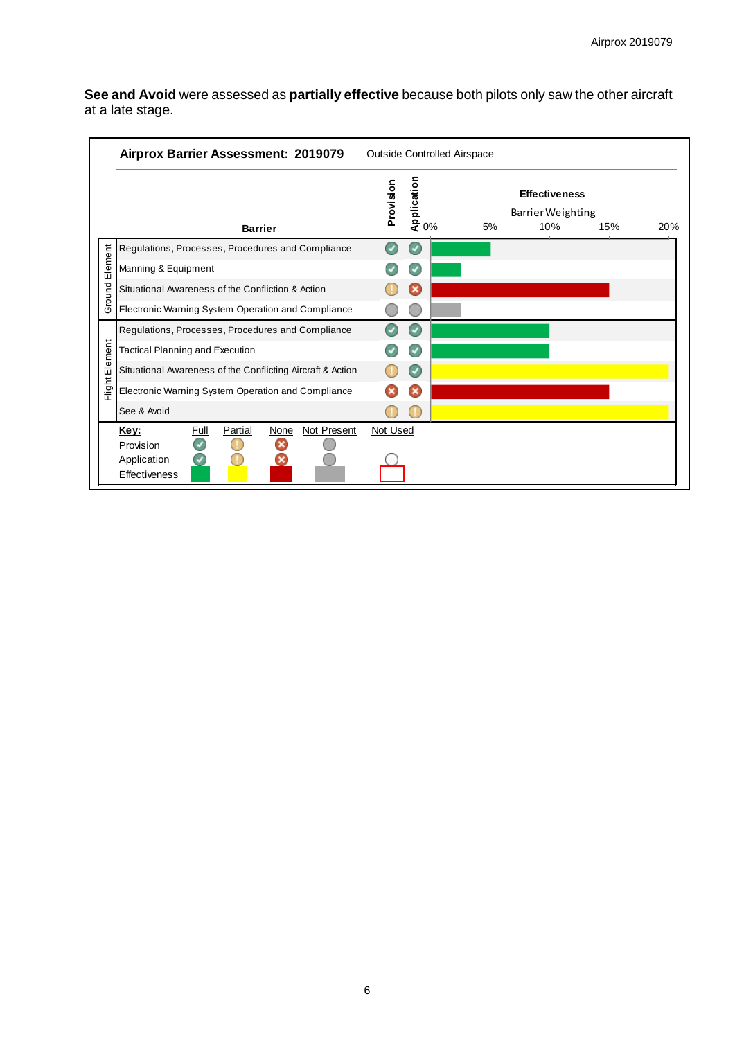**See and Avoid** were assessed as **partially effective** because both pilots only saw the other aircraft at a late stage.

**Airprox Barrier Assessment: 2019079**

Outside Controlled Airspace

Barrier

Provision

Application

Effectiveness

Barrier Weighting

0%

5%

10%

15%

20%

Ground Element

Regulations, Processes, Procedures and Compliance

Manning & Equipment

Situational Awareness of the Confliction & Action

Electronic Warning System Operation and Compliance

Flight Element

Regulations, Processes, Procedures and Compliance

Tactical Planning and Execution

Situational Awareness of the Conflicting Aircraft & Action

Electronic Warning System Operation and Compliance

See & Avoid

Key:

Full

Partial

None

Not Present

Not Used

Provision

Application

Effectiveness